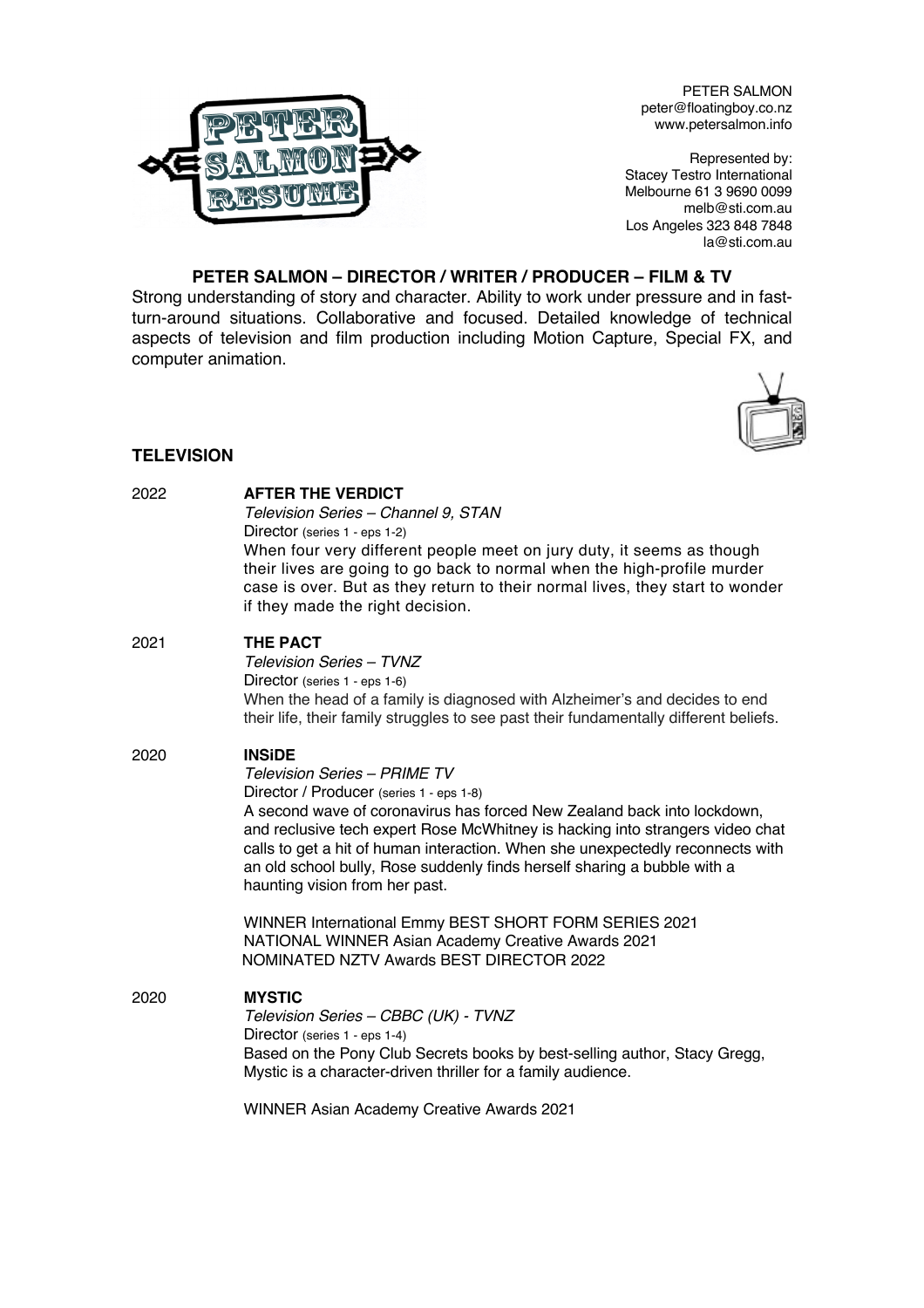PETER SALMON
peter@floatingboy.co.nz
www.petersalmon.info

Represented by:
Stacey Testro International
Melbourne 61 3 9690 0099
melb@sti.com.au
Los Angeles 323 848 7848
la@sti.com.au

# PETER SALMON – DIRECTOR / WRITER / PRODUCER – FILM & TV

Strong understanding of story and character. Ability to work under pressure and in fast-turn-around situations. Collaborative and focused. Detailed knowledge of technical aspects of television and film production including Motion Capture, Special FX, and computer animation.

## TELEVISION

2022 **AFTER THE VERDICT**
*Television Series – Channel 9, STAN*
Director (series 1 - eps 1-2)
When four very different people meet on jury duty, it seems as though their lives are going to go back to normal when the high-profile murder case is over. But as they return to their normal lives, they start to wonder if they made the right decision.

2021 **THE PACT**
*Television Series – TVNZ*
Director (series 1 - eps 1-6)
When the head of a family is diagnosed with Alzheimer's and decides to end their life, their family struggles to see past their fundamentally different beliefs.

2020 **INSiDE**
*Television Series – PRIME TV*
Director / Producer (series 1 - eps 1-8)
A second wave of coronavirus has forced New Zealand back into lockdown, and reclusive tech expert Rose McWhitney is hacking into strangers video chat calls to get a hit of human interaction. When she unexpectedly reconnects with an old school bully, Rose suddenly finds herself sharing a bubble with a haunting vision from her past.

WINNER International Emmy BEST SHORT FORM SERIES 2021
NATIONAL WINNER Asian Academy Creative Awards 2021
NOMINATED NZTV Awards BEST DIRECTOR 2022

2020 **MYSTIC**
*Television Series – CBBC (UK) - TVNZ*
Director (series 1 - eps 1-4)
Based on the Pony Club Secrets books by best-selling author, Stacy Gregg, Mystic is a character-driven thriller for a family audience.

WINNER Asian Academy Creative Awards 2021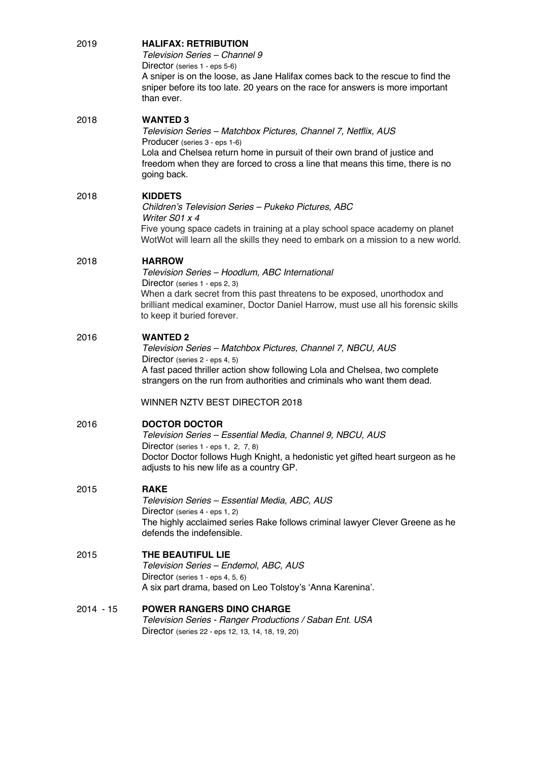2019 **HALIFAX: RETRIBUTION**
*Television Series – Channel 9*
Director (series 1 - eps 5-6)
A sniper is on the loose, as Jane Halifax comes back to the rescue to find the sniper before its too late. 20 years on the race for answers is more important than ever.

2018 **WANTED 3**
*Television Series – Matchbox Pictures, Channel 7, Netflix, AUS*
Producer (series 3 - eps 1-6)
Lola and Chelsea return home in pursuit of their own brand of justice and freedom when they are forced to cross a line that means this time, there is no going back.

2018 **KIDDETS**
*Children's Television Series – Pukeko Pictures, ABC*
*Writer S01 x 4*
Five young space cadets in training at a play school space academy on planet WotWot will learn all the skills they need to embark on a mission to a new world.

2018 **HARROW**
*Television Series – Hoodlum, ABC International*
Director (series 1 - eps 2, 3)
When a dark secret from this past threatens to be exposed, unorthodox and brilliant medical examiner, Doctor Daniel Harrow, must use all his forensic skills to keep it buried forever.

2016 **WANTED 2**
*Television Series – Matchbox Pictures, Channel 7, NBCU, AUS*
Director (series 2 - eps 4, 5)
A fast paced thriller action show following Lola and Chelsea, two complete strangers on the run from authorities and criminals who want them dead.

WINNER NZTV BEST DIRECTOR 2018

2016 **DOCTOR DOCTOR**
*Television Series – Essential Media, Channel 9, NBCU, AUS*
Director (series 1 - eps 1, 2, 7, 8)
Doctor Doctor follows Hugh Knight, a hedonistic yet gifted heart surgeon as he adjusts to his new life as a country GP.

2015 **RAKE**
*Television Series – Essential Media, ABC, AUS*
Director (series 4 - eps 1, 2)
The highly acclaimed series Rake follows criminal lawyer Clever Greene as he defends the indefensible.

2015 **THE BEAUTIFUL LIE**
*Television Series – Endemol, ABC, AUS*
Director (series 1 - eps 4, 5, 6)
A six part drama, based on Leo Tolstoy's 'Anna Karenina'.

2014 - 15 **POWER RANGERS DINO CHARGE**
*Television Series - Ranger Productions / Saban Ent. USA*
Director (series 22 - eps 12, 13, 14, 18, 19, 20)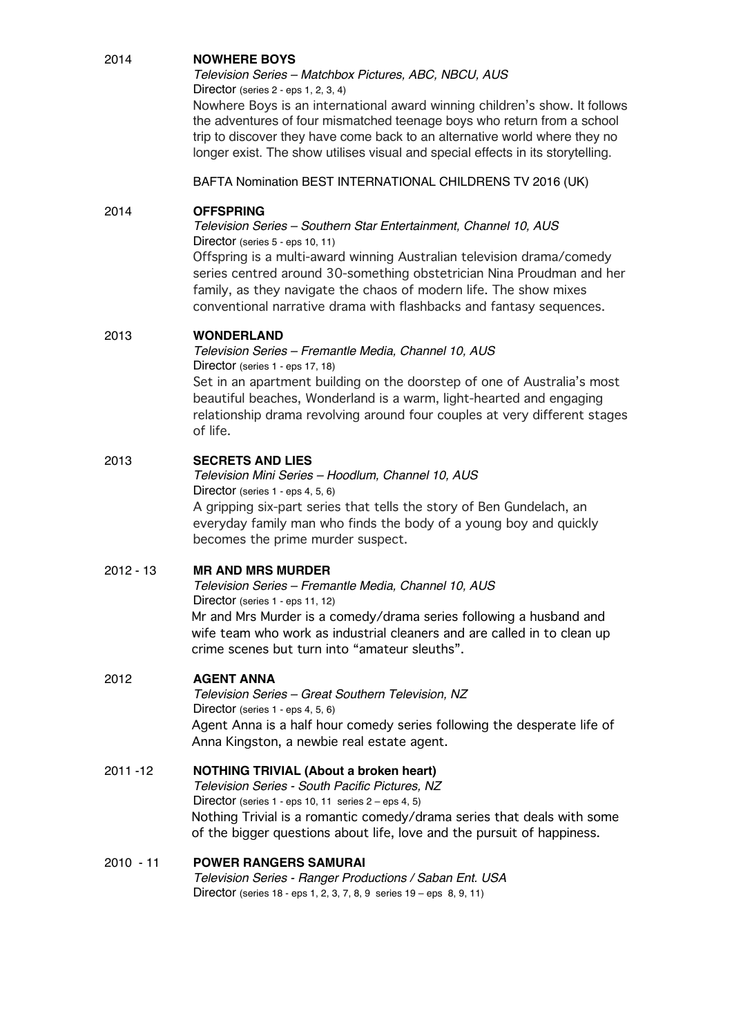2014 **NOWHERE BOYS**

*Television Series – Matchbox Pictures, ABC, NBCU, AUS*

Director (series 2 - eps 1, 2, 3, 4)

Nowhere Boys is an international award winning children's show. It follows the adventures of four mismatched teenage boys who return from a school trip to discover they have come back to an alternative world where they no longer exist. The show utilises visual and special effects in its storytelling.

BAFTA Nomination BEST INTERNATIONAL CHILDRENS TV 2016 (UK)

2014 **OFFSPRING**

*Television Series – Southern Star Entertainment, Channel 10, AUS*

Director (series 5 - eps 10, 11)

Offspring is a multi-award winning Australian television drama/comedy series centred around 30-something obstetrician Nina Proudman and her family, as they navigate the chaos of modern life. The show mixes conventional narrative drama with flashbacks and fantasy sequences.

2013 **WONDERLAND**

*Television Series – Fremantle Media, Channel 10, AUS*

Director (series 1 - eps 17, 18)

Set in an apartment building on the doorstep of one of Australia's most beautiful beaches, Wonderland is a warm, light-hearted and engaging relationship drama revolving around four couples at very different stages of life.

2013 **SECRETS AND LIES**

*Television Mini Series – Hoodlum, Channel 10, AUS*

Director (series 1 - eps 4, 5, 6)

A gripping six-part series that tells the story of Ben Gundelach, an everyday family man who finds the body of a young boy and quickly becomes the prime murder suspect.

2012 - 13 **MR AND MRS MURDER**

*Television Series – Fremantle Media, Channel 10, AUS*

Director (series 1 - eps 11, 12)

Mr and Mrs Murder is a comedy/drama series following a husband and wife team who work as industrial cleaners and are called in to clean up crime scenes but turn into "amateur sleuths".

2012 **AGENT ANNA**

*Television Series – Great Southern Television, NZ*

Director (series 1 - eps 4, 5, 6)

Agent Anna is a half hour comedy series following the desperate life of Anna Kingston, a newbie real estate agent.

2011 -12 **NOTHING TRIVIAL (About a broken heart)**

*Television Series - South Pacific Pictures, NZ*

Director (series 1 - eps 10, 11 series 2 – eps 4, 5)

Nothing Trivial is a romantic comedy/drama series that deals with some of the bigger questions about life, love and the pursuit of happiness.

2010 - 11 **POWER RANGERS SAMURAI**

*Television Series - Ranger Productions / Saban Ent. USA*

Director (series 18 - eps 1, 2, 3, 7, 8, 9 series 19 – eps 8, 9, 11)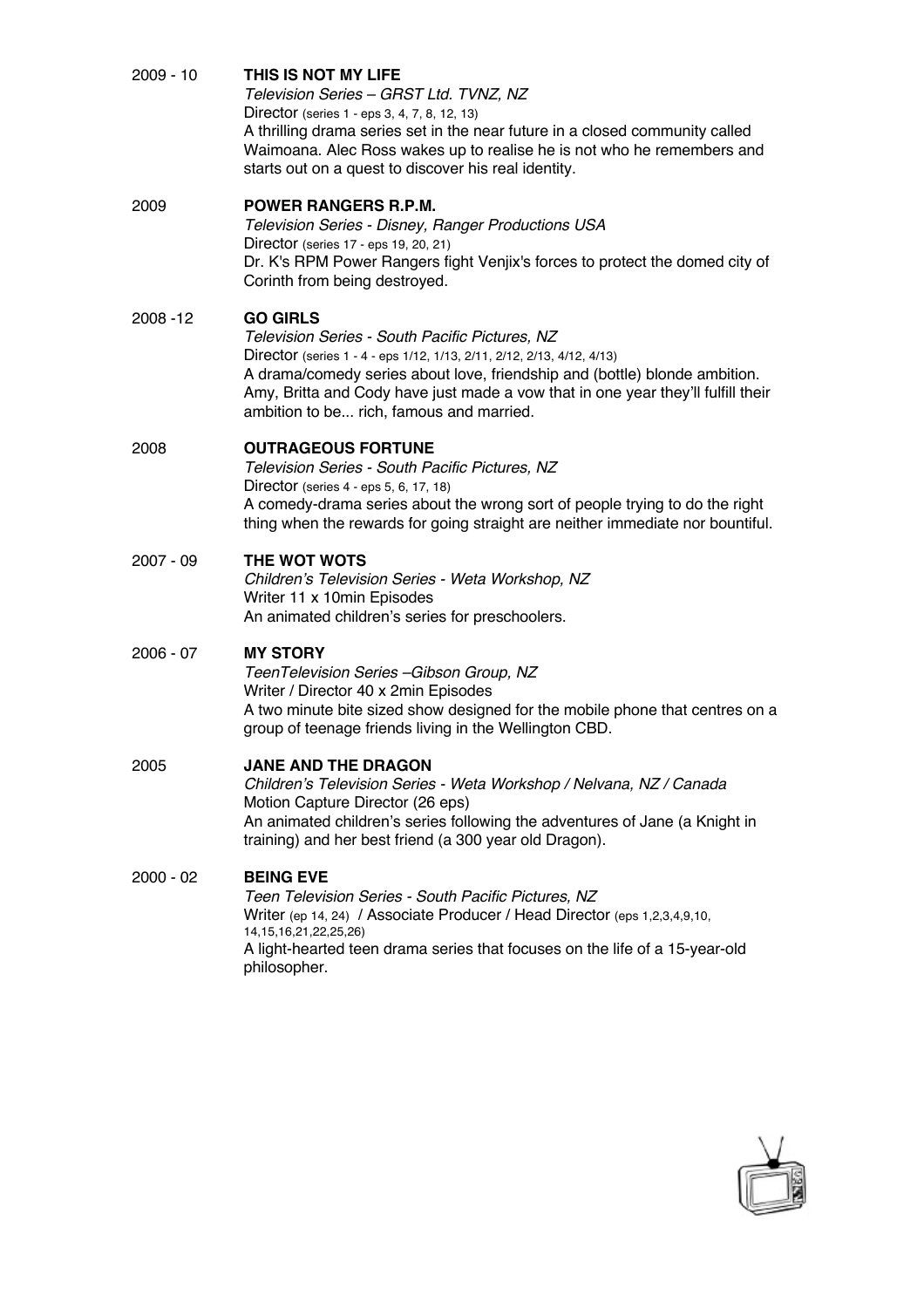2009 - 10 **THIS IS NOT MY LIFE**
*Television Series – GRST Ltd. TVNZ, NZ*
Director (series 1 - eps 3, 4, 7, 8, 12, 13)
A thrilling drama series set in the near future in a closed community called Waimoana. Alec Ross wakes up to realise he is not who he remembers and starts out on a quest to discover his real identity.

2009 **POWER RANGERS R.P.M.**
*Television Series - Disney, Ranger Productions USA*
Director (series 17 - eps 19, 20, 21)
Dr. K's RPM Power Rangers fight Venjix's forces to protect the domed city of Corinth from being destroyed.

2008 -12 **GO GIRLS**
*Television Series - South Pacific Pictures, NZ*
Director (series 1 - 4 - eps 1/12, 1/13, 2/11, 2/12, 2/13, 4/12, 4/13)
A drama/comedy series about love, friendship and (bottle) blonde ambition. Amy, Britta and Cody have just made a vow that in one year they'll fulfill their ambition to be... rich, famous and married.

2008 **OUTRAGEOUS FORTUNE**
*Television Series - South Pacific Pictures, NZ*
Director (series 4 - eps 5, 6, 17, 18)
A comedy-drama series about the wrong sort of people trying to do the right thing when the rewards for going straight are neither immediate nor bountiful.

2007 - 09 **THE WOT WOTS**
*Children's Television Series - Weta Workshop, NZ*
Writer 11 x 10min Episodes
An animated children's series for preschoolers.

2006 - 07 **MY STORY**
*TeenTelevision Series –Gibson Group, NZ*
Writer / Director 40 x 2min Episodes
A two minute bite sized show designed for the mobile phone that centres on a group of teenage friends living in the Wellington CBD.

2005 **JANE AND THE DRAGON**
*Children's Television Series - Weta Workshop / Nelvana, NZ / Canada*
Motion Capture Director (26 eps)
An animated children's series following the adventures of Jane (a Knight in training) and her best friend (a 300 year old Dragon).

2000 - 02 **BEING EVE**
*Teen Television Series - South Pacific Pictures, NZ*
Writer (ep 14, 24) / Associate Producer / Head Director (eps 1,2,3,4,9,10, 14,15,16,21,22,25,26)
A light-hearted teen drama series that focuses on the life of a 15-year-old philosopher.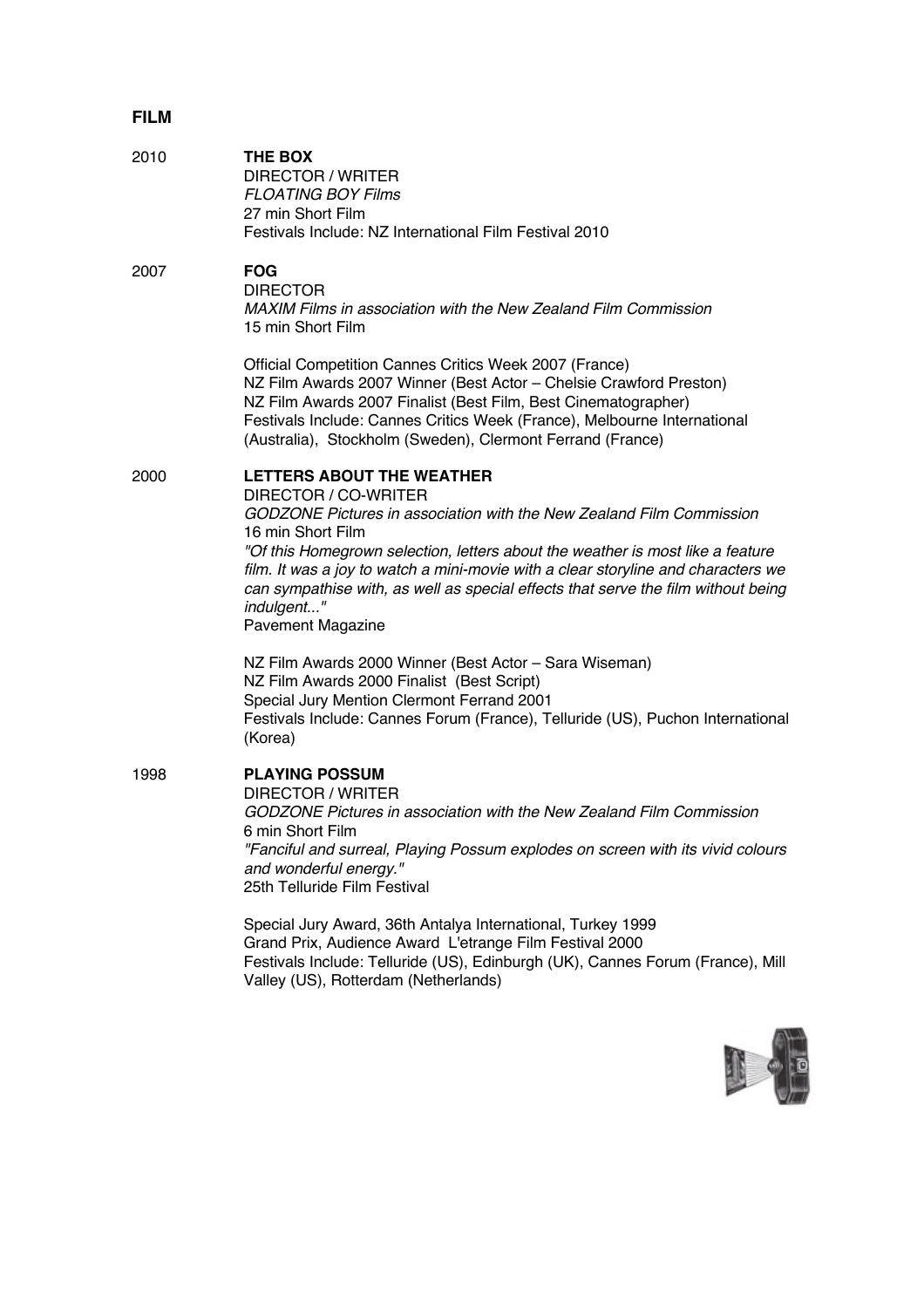# FILM

2010 **THE BOX**
DIRECTOR / WRITER
*FLOATING BOY Films*
27 min Short Film
Festivals Include: NZ International Film Festival 2010

2007 **FOG**
DIRECTOR
*MAXIM Films in association with the New Zealand Film Commission*
15 min Short Film

Official Competition Cannes Critics Week 2007 (France)
NZ Film Awards 2007 Winner (Best Actor – Chelsie Crawford Preston)
NZ Film Awards 2007 Finalist (Best Film, Best Cinematographer)
Festivals Include: Cannes Critics Week (France), Melbourne International (Australia), Stockholm (Sweden), Clermont Ferrand (France)

2000 **LETTERS ABOUT THE WEATHER**
DIRECTOR / CO-WRITER
*GODZONE Pictures in association with the New Zealand Film Commission*
16 min Short Film
*"Of this Homegrown selection, letters about the weather is most like a feature film. It was a joy to watch a mini-movie with a clear storyline and characters we can sympathise with, as well as special effects that serve the film without being indulgent..."*
Pavement Magazine

NZ Film Awards 2000 Winner (Best Actor – Sara Wiseman)
NZ Film Awards 2000 Finalist (Best Script)
Special Jury Mention Clermont Ferrand 2001
Festivals Include: Cannes Forum (France), Telluride (US), Puchon International (Korea)

1998 **PLAYING POSSUM**
DIRECTOR / WRITER
*GODZONE Pictures in association with the New Zealand Film Commission*
6 min Short Film
*"Fanciful and surreal, Playing Possum explodes on screen with its vivid colours and wonderful energy."*
25th Telluride Film Festival

Special Jury Award, 36th Antalya International, Turkey 1999
Grand Prix, Audience Award L'etrange Film Festival 2000
Festivals Include: Telluride (US), Edinburgh (UK), Cannes Forum (France), Mill Valley (US), Rotterdam (Netherlands)